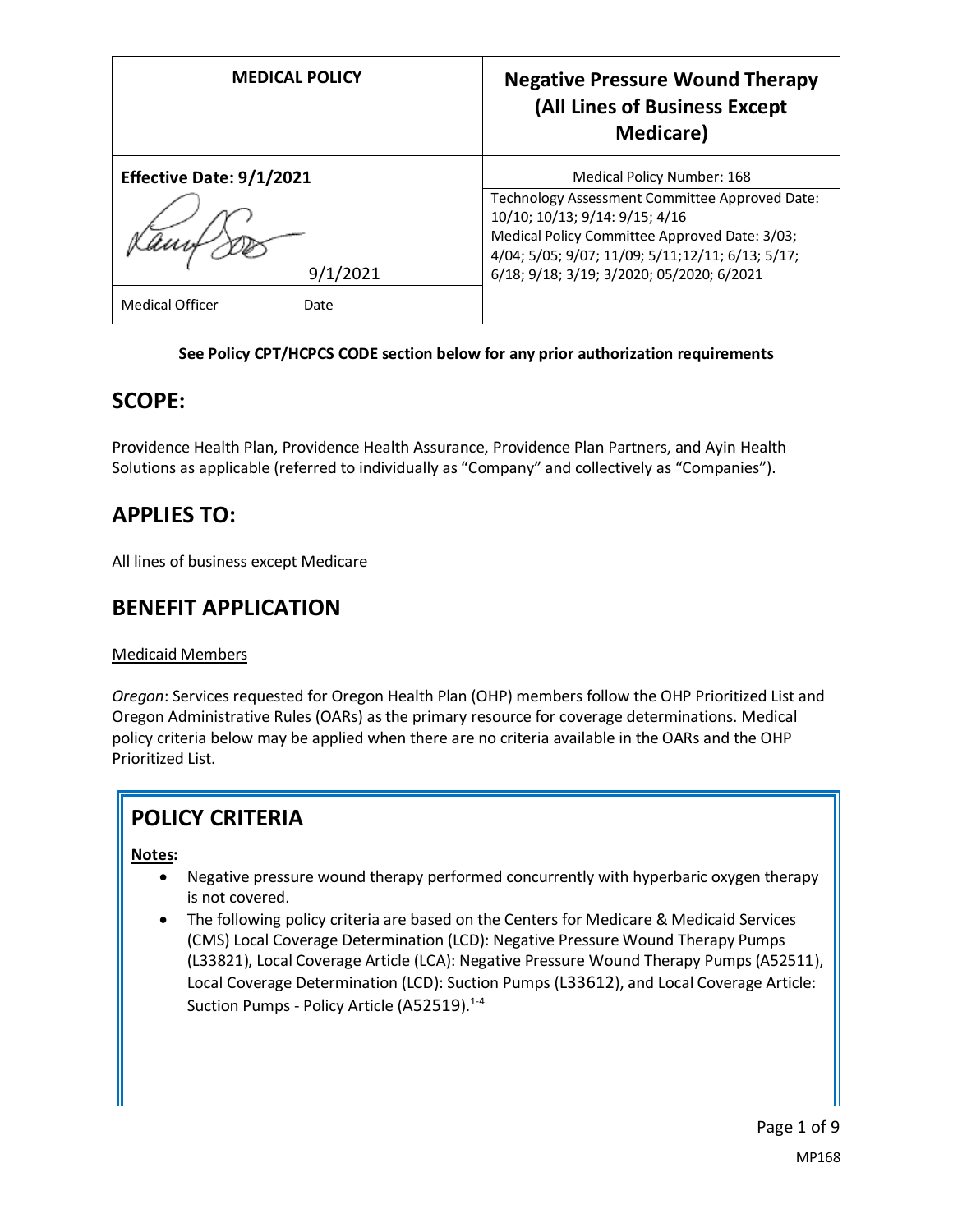| MEDICAL POLICY | Negative Pressure Wound Therapy (All Lines of Business Except Medicare) |
|---|---|
| **Effective Date: 9/1/2021** | Medical Policy Number: 168 |
| 9/1/2021 | Technology Assessment Committee Approved Date: 10/10; 10/13; 9/14: 9/15; 4/16<br>Medical Policy Committee Approved Date: 3/03; 4/04; 5/05; 9/07; 11/09; 5/11;12/11; 6/13; 5/17; 6/18; 9/18; 3/19; 3/2020; 05/2020; 6/2021 |
| Medical Officer Date | |

**See Policy CPT/HCPCS CODE section below for any prior authorization requirements**

## SCOPE:

Providence Health Plan, Providence Health Assurance, Providence Plan Partners, and Ayin Health Solutions as applicable (referred to individually as "Company" and collectively as "Companies").

## APPLIES TO:

All lines of business except Medicare

## BENEFIT APPLICATION

Medicaid Members

*Oregon*: Services requested for Oregon Health Plan (OHP) members follow the OHP Prioritized List and Oregon Administrative Rules (OARs) as the primary resource for coverage determinations. Medical policy criteria below may be applied when there are no criteria available in the OARs and the OHP Prioritized List.

## POLICY CRITERIA

**Notes:**

- Negative pressure wound therapy performed concurrently with hyperbaric oxygen therapy is not covered.
- The following policy criteria are based on the Centers for Medicare & Medicaid Services (CMS) Local Coverage Determination (LCD): Negative Pressure Wound Therapy Pumps (L33821), Local Coverage Article (LCA): Negative Pressure Wound Therapy Pumps (A52511), Local Coverage Determination (LCD): Suction Pumps (L33612), and Local Coverage Article: Suction Pumps - Policy Article (A52519).[1-4]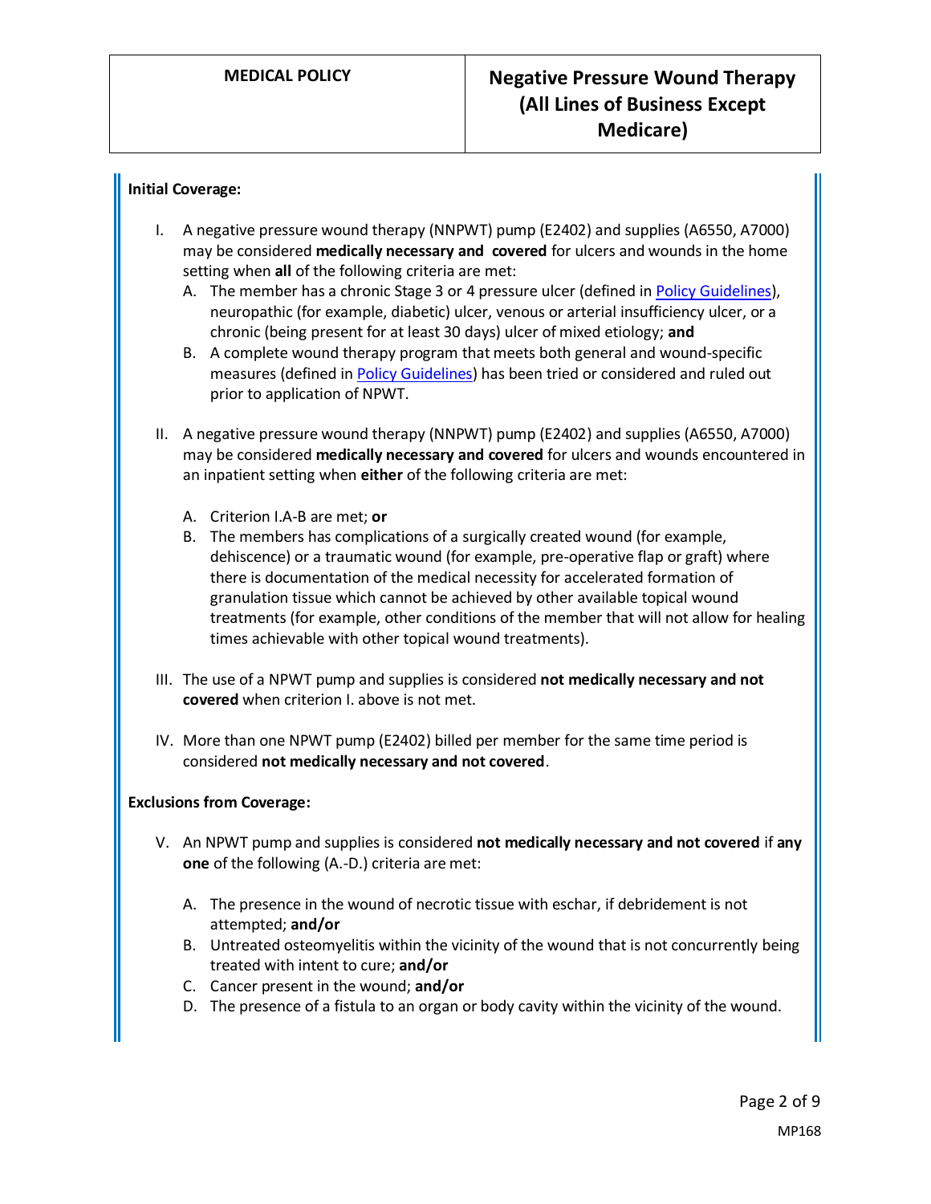**Initial Coverage:**

I. A negative pressure wound therapy (NNPWT) pump (E2402) and supplies (A6550, A7000) may be considered **medically necessary and covered** for ulcers and wounds in the home setting when **all** of the following criteria are met:
   A. The member has a chronic Stage 3 or 4 pressure ulcer (defined in Policy Guidelines), neuropathic (for example, diabetic) ulcer, venous or arterial insufficiency ulcer, or a chronic (being present for at least 30 days) ulcer of mixed etiology; **and**
   B. A complete wound therapy program that meets both general and wound-specific measures (defined in Policy Guidelines) has been tried or considered and ruled out prior to application of NPWT.

II. A negative pressure wound therapy (NNPWT) pump (E2402) and supplies (A6550, A7000) may be considered **medically necessary and covered** for ulcers and wounds encountered in an inpatient setting when **either** of the following criteria are met:

   A. Criterion I.A-B are met; **or**
   B. The members has complications of a surgically created wound (for example, dehiscence) or a traumatic wound (for example, pre-operative flap or graft) where there is documentation of the medical necessity for accelerated formation of granulation tissue which cannot be achieved by other available topical wound treatments (for example, other conditions of the member that will not allow for healing times achievable with other topical wound treatments).

III. The use of a NPWT pump and supplies is considered **not medically necessary and not covered** when criterion I. above is not met.

IV. More than one NPWT pump (E2402) billed per member for the same time period is considered **not medically necessary and not covered**.

**Exclusions from Coverage:**

V. An NPWT pump and supplies is considered **not medically necessary and not covered** if **any one** of the following (A.-D.) criteria are met:

   A. The presence in the wound of necrotic tissue with eschar, if debridement is not attempted; **and/or**
   B. Untreated osteomyelitis within the vicinity of the wound that is not concurrently being treated with intent to cure; **and/or**
   C. Cancer present in the wound; **and/or**
   D. The presence of a fistula to an organ or body cavity within the vicinity of the wound.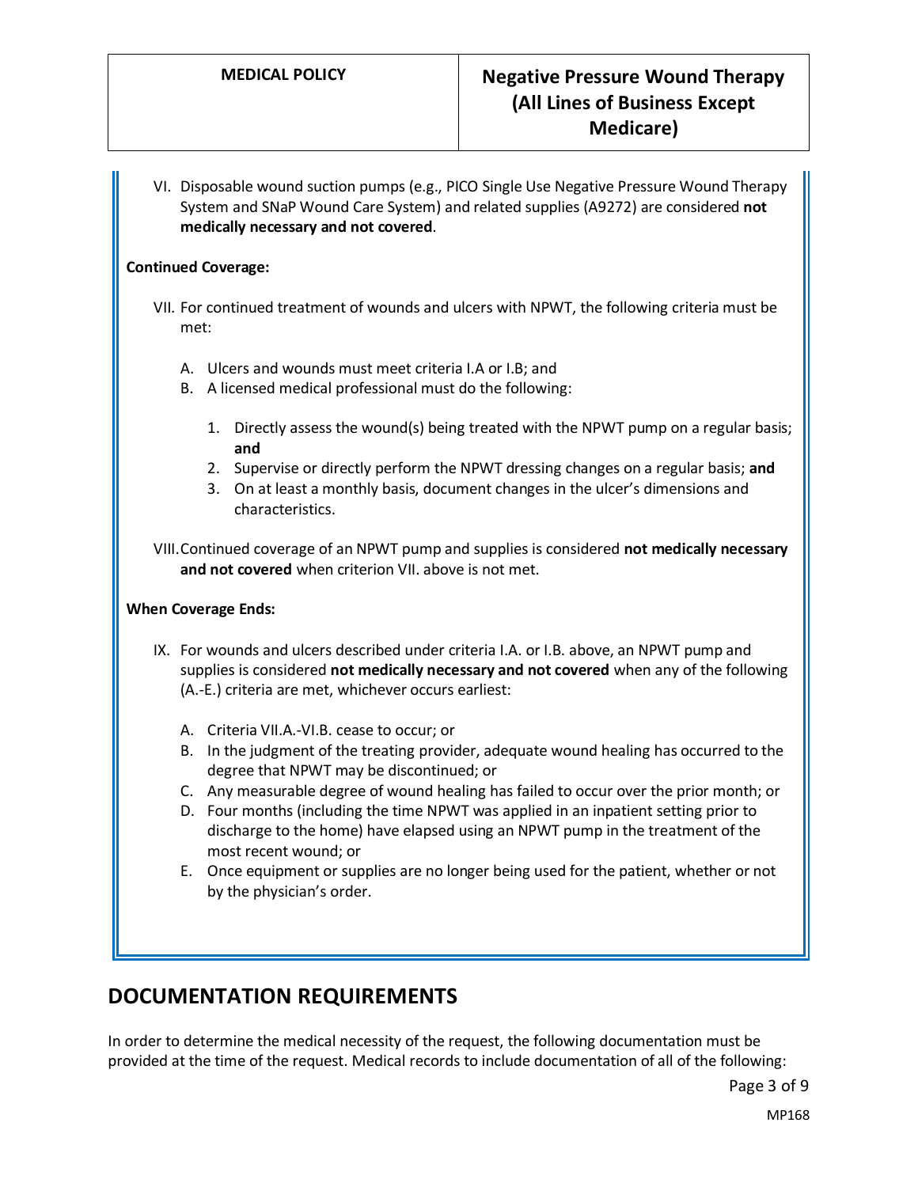VI. Disposable wound suction pumps (e.g., PICO Single Use Negative Pressure Wound Therapy System and SNaP Wound Care System) and related supplies (A9272) are considered **not medically necessary and not covered**.

**Continued Coverage:**

VII. For continued treatment of wounds and ulcers with NPWT, the following criteria must be met:

A. Ulcers and wounds must meet criteria I.A or I.B; and
B. A licensed medical professional must do the following:

1. Directly assess the wound(s) being treated with the NPWT pump on a regular basis; **and**
2. Supervise or directly perform the NPWT dressing changes on a regular basis; **and**
3. On at least a monthly basis, document changes in the ulcer's dimensions and characteristics.

VIII. Continued coverage of an NPWT pump and supplies is considered **not medically necessary and not covered** when criterion VII. above is not met.

**When Coverage Ends:**

IX. For wounds and ulcers described under criteria I.A. or I.B. above, an NPWT pump and supplies is considered **not medically necessary and not covered** when any of the following (A.-E.) criteria are met, whichever occurs earliest:

A. Criteria VII.A.-VI.B. cease to occur; or
B. In the judgment of the treating provider, adequate wound healing has occurred to the degree that NPWT may be discontinued; or
C. Any measurable degree of wound healing has failed to occur over the prior month; or
D. Four months (including the time NPWT was applied in an inpatient setting prior to discharge to the home) have elapsed using an NPWT pump in the treatment of the most recent wound; or
E. Once equipment or supplies are no longer being used for the patient, whether or not by the physician's order.

## DOCUMENTATION REQUIREMENTS

In order to determine the medical necessity of the request, the following documentation must be provided at the time of the request. Medical records to include documentation of all of the following: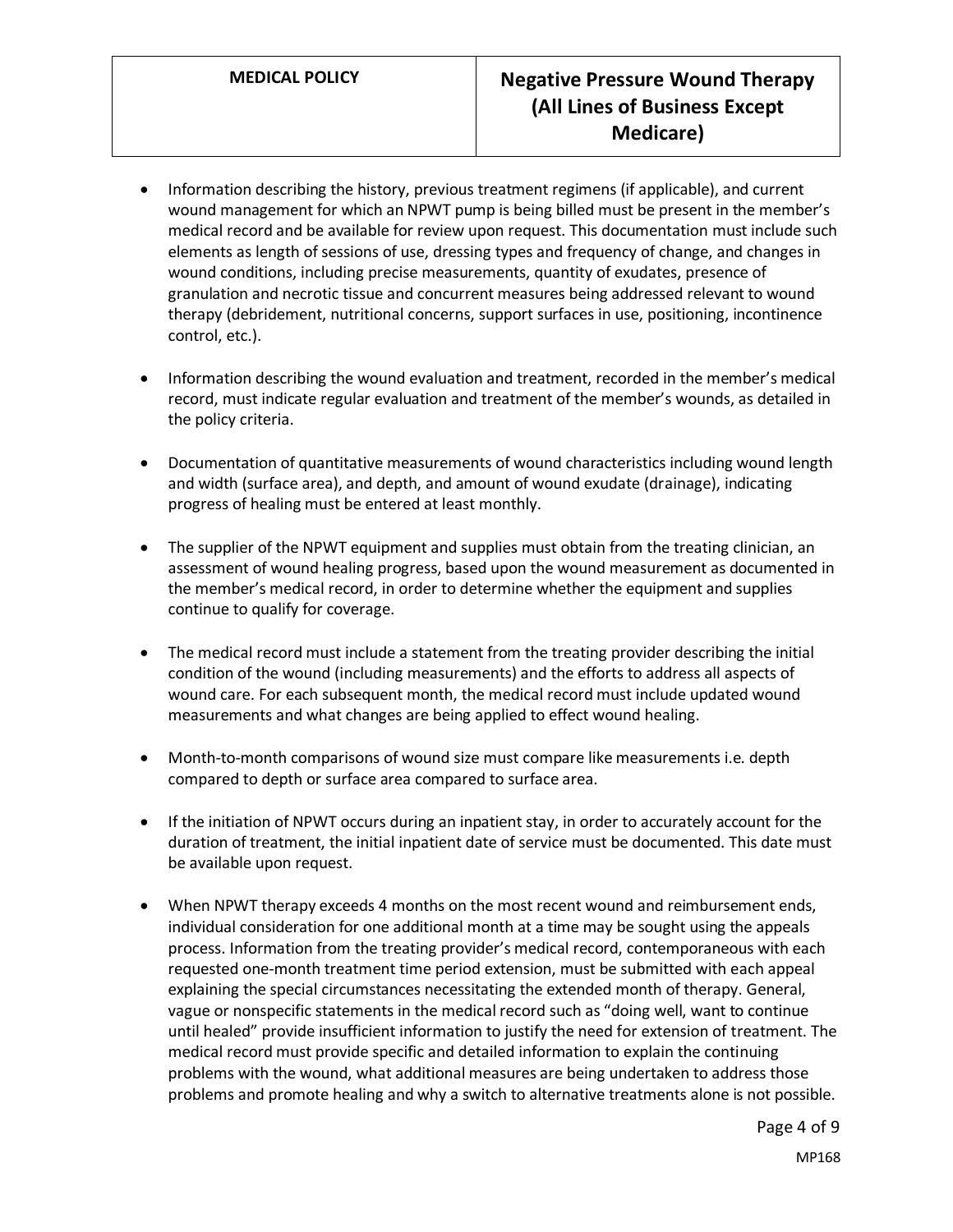- Information describing the history, previous treatment regimens (if applicable), and current wound management for which an NPWT pump is being billed must be present in the member's medical record and be available for review upon request. This documentation must include such elements as length of sessions of use, dressing types and frequency of change, and changes in wound conditions, including precise measurements, quantity of exudates, presence of granulation and necrotic tissue and concurrent measures being addressed relevant to wound therapy (debridement, nutritional concerns, support surfaces in use, positioning, incontinence control, etc.).

- Information describing the wound evaluation and treatment, recorded in the member's medical record, must indicate regular evaluation and treatment of the member's wounds, as detailed in the policy criteria.

- Documentation of quantitative measurements of wound characteristics including wound length and width (surface area), and depth, and amount of wound exudate (drainage), indicating progress of healing must be entered at least monthly.

- The supplier of the NPWT equipment and supplies must obtain from the treating clinician, an assessment of wound healing progress, based upon the wound measurement as documented in the member's medical record, in order to determine whether the equipment and supplies continue to qualify for coverage.

- The medical record must include a statement from the treating provider describing the initial condition of the wound (including measurements) and the efforts to address all aspects of wound care. For each subsequent month, the medical record must include updated wound measurements and what changes are being applied to effect wound healing.

- Month-to-month comparisons of wound size must compare like measurements i.e. depth compared to depth or surface area compared to surface area.

- If the initiation of NPWT occurs during an inpatient stay, in order to accurately account for the duration of treatment, the initial inpatient date of service must be documented. This date must be available upon request.

- When NPWT therapy exceeds 4 months on the most recent wound and reimbursement ends, individual consideration for one additional month at a time may be sought using the appeals process. Information from the treating provider's medical record, contemporaneous with each requested one-month treatment time period extension, must be submitted with each appeal explaining the special circumstances necessitating the extended month of therapy. General, vague or nonspecific statements in the medical record such as "doing well, want to continue until healed" provide insufficient information to justify the need for extension of treatment. The medical record must provide specific and detailed information to explain the continuing problems with the wound, what additional measures are being undertaken to address those problems and promote healing and why a switch to alternative treatments alone is not possible.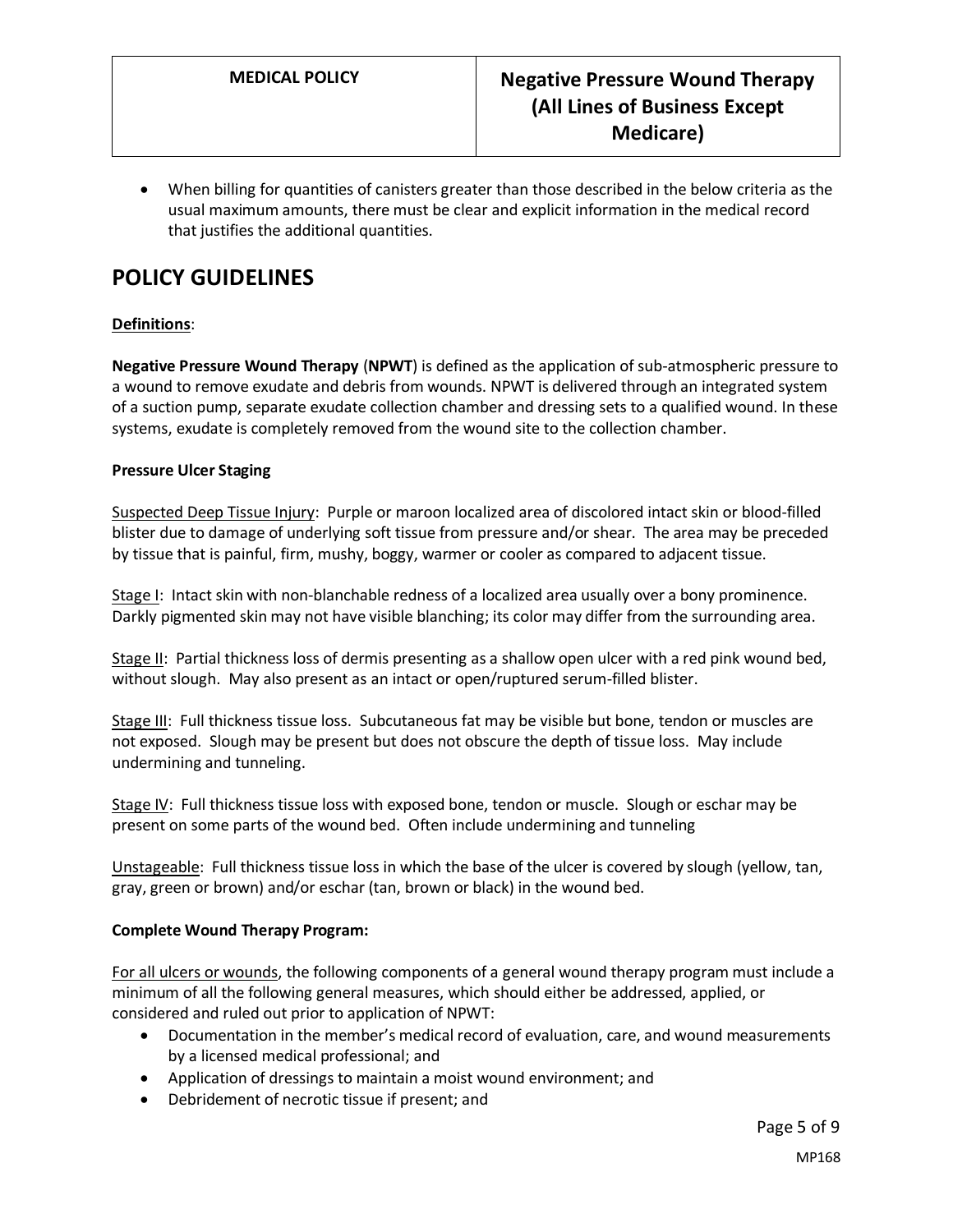- When billing for quantities of canisters greater than those described in the below criteria as the usual maximum amounts, there must be clear and explicit information in the medical record that justifies the additional quantities.

## POLICY GUIDELINES

**Definitions**:

**Negative Pressure Wound Therapy** (**NPWT**) is defined as the application of sub-atmospheric pressure to a wound to remove exudate and debris from wounds. NPWT is delivered through an integrated system of a suction pump, separate exudate collection chamber and dressing sets to a qualified wound. In these systems, exudate is completely removed from the wound site to the collection chamber.

**Pressure Ulcer Staging**

Suspected Deep Tissue Injury: Purple or maroon localized area of discolored intact skin or blood-filled blister due to damage of underlying soft tissue from pressure and/or shear. The area may be preceded by tissue that is painful, firm, mushy, boggy, warmer or cooler as compared to adjacent tissue.

Stage I: Intact skin with non-blanchable redness of a localized area usually over a bony prominence. Darkly pigmented skin may not have visible blanching; its color may differ from the surrounding area.

Stage II: Partial thickness loss of dermis presenting as a shallow open ulcer with a red pink wound bed, without slough. May also present as an intact or open/ruptured serum-filled blister.

Stage III: Full thickness tissue loss. Subcutaneous fat may be visible but bone, tendon or muscles are not exposed. Slough may be present but does not obscure the depth of tissue loss. May include undermining and tunneling.

Stage IV: Full thickness tissue loss with exposed bone, tendon or muscle. Slough or eschar may be present on some parts of the wound bed. Often include undermining and tunneling

Unstageable: Full thickness tissue loss in which the base of the ulcer is covered by slough (yellow, tan, gray, green or brown) and/or eschar (tan, brown or black) in the wound bed.

**Complete Wound Therapy Program:**

For all ulcers or wounds, the following components of a general wound therapy program must include a minimum of all the following general measures, which should either be addressed, applied, or considered and ruled out prior to application of NPWT:

- Documentation in the member's medical record of evaluation, care, and wound measurements by a licensed medical professional; and
- Application of dressings to maintain a moist wound environment; and
- Debridement of necrotic tissue if present; and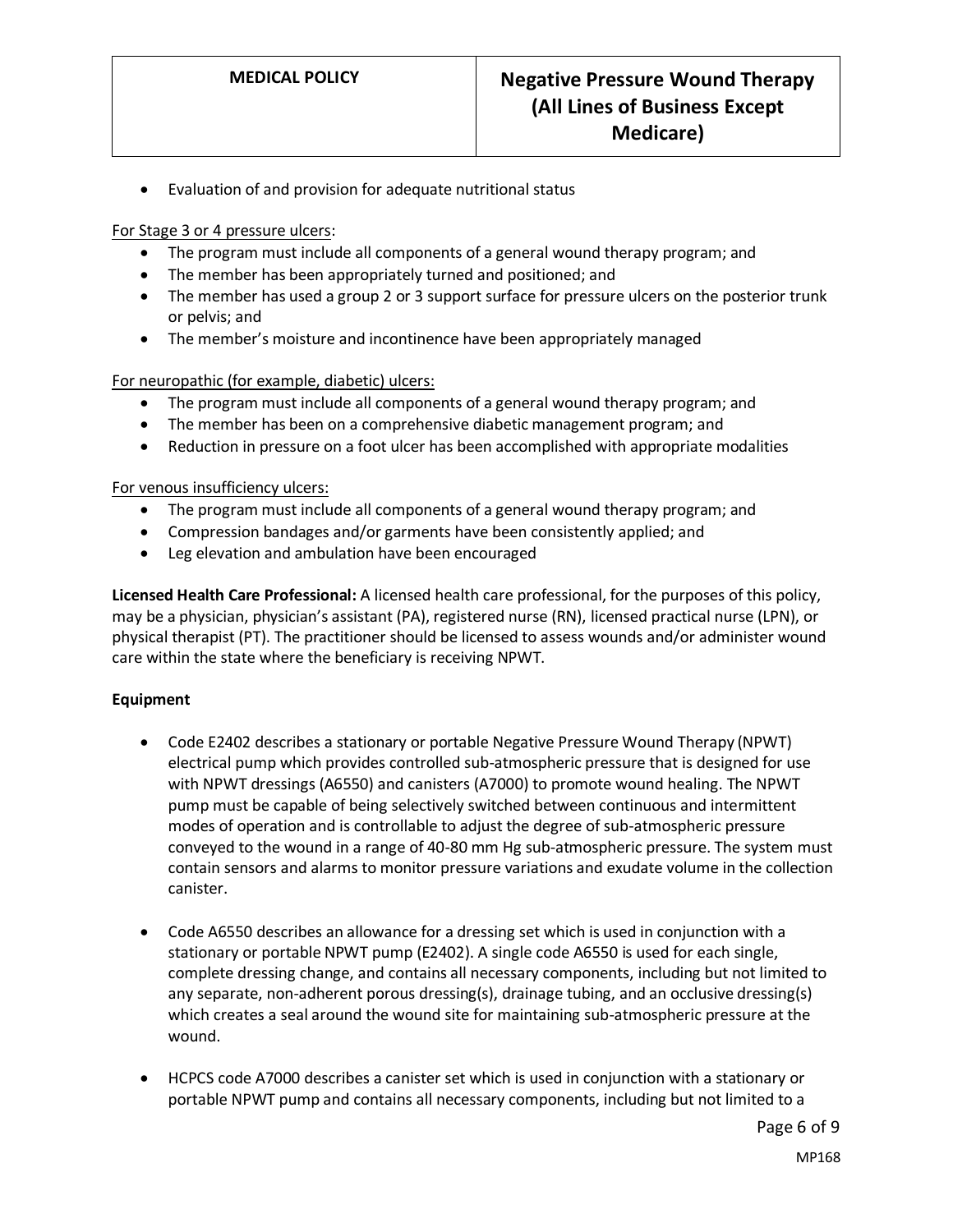- Evaluation of and provision for adequate nutritional status

For Stage 3 or 4 pressure ulcers:

- The program must include all components of a general wound therapy program; and
- The member has been appropriately turned and positioned; and
- The member has used a group 2 or 3 support surface for pressure ulcers on the posterior trunk or pelvis; and
- The member's moisture and incontinence have been appropriately managed

For neuropathic (for example, diabetic) ulcers:

- The program must include all components of a general wound therapy program; and
- The member has been on a comprehensive diabetic management program; and
- Reduction in pressure on a foot ulcer has been accomplished with appropriate modalities

For venous insufficiency ulcers:

- The program must include all components of a general wound therapy program; and
- Compression bandages and/or garments have been consistently applied; and
- Leg elevation and ambulation have been encouraged

**Licensed Health Care Professional:** A licensed health care professional, for the purposes of this policy, may be a physician, physician's assistant (PA), registered nurse (RN), licensed practical nurse (LPN), or physical therapist (PT). The practitioner should be licensed to assess wounds and/or administer wound care within the state where the beneficiary is receiving NPWT.

**Equipment**

- Code E2402 describes a stationary or portable Negative Pressure Wound Therapy (NPWT) electrical pump which provides controlled sub-atmospheric pressure that is designed for use with NPWT dressings (A6550) and canisters (A7000) to promote wound healing. The NPWT pump must be capable of being selectively switched between continuous and intermittent modes of operation and is controllable to adjust the degree of sub-atmospheric pressure conveyed to the wound in a range of 40-80 mm Hg sub-atmospheric pressure. The system must contain sensors and alarms to monitor pressure variations and exudate volume in the collection canister.

- Code A6550 describes an allowance for a dressing set which is used in conjunction with a stationary or portable NPWT pump (E2402). A single code A6550 is used for each single, complete dressing change, and contains all necessary components, including but not limited to any separate, non-adherent porous dressing(s), drainage tubing, and an occlusive dressing(s) which creates a seal around the wound site for maintaining sub-atmospheric pressure at the wound.

- HCPCS code A7000 describes a canister set which is used in conjunction with a stationary or portable NPWT pump and contains all necessary components, including but not limited to a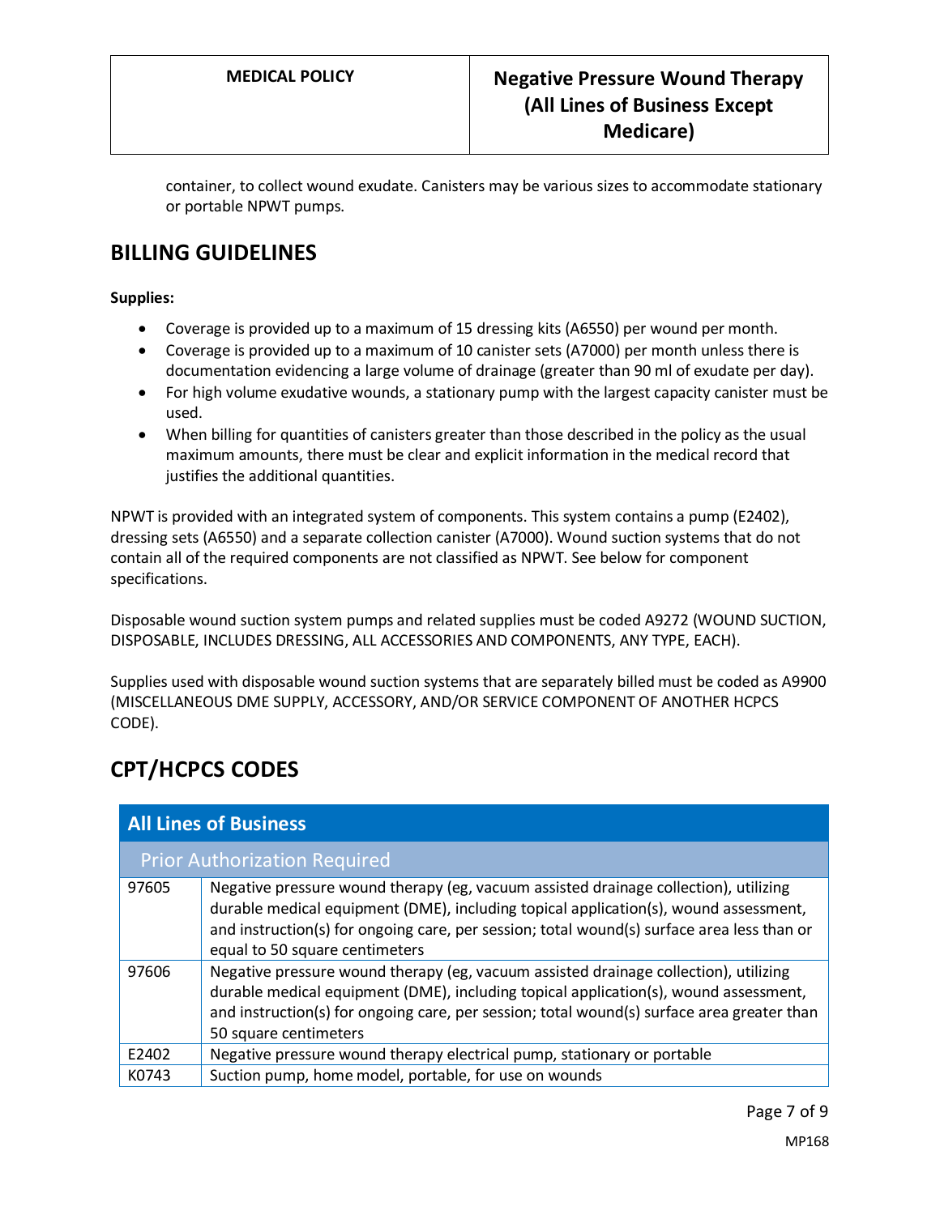container, to collect wound exudate. Canisters may be various sizes to accommodate stationary or portable NPWT pumps.

## BILLING GUIDELINES

**Supplies:**

- Coverage is provided up to a maximum of 15 dressing kits (A6550) per wound per month.
- Coverage is provided up to a maximum of 10 canister sets (A7000) per month unless there is documentation evidencing a large volume of drainage (greater than 90 ml of exudate per day).
- For high volume exudative wounds, a stationary pump with the largest capacity canister must be used.
- When billing for quantities of canisters greater than those described in the policy as the usual maximum amounts, there must be clear and explicit information in the medical record that justifies the additional quantities.

NPWT is provided with an integrated system of components. This system contains a pump (E2402), dressing sets (A6550) and a separate collection canister (A7000). Wound suction systems that do not contain all of the required components are not classified as NPWT. See below for component specifications.

Disposable wound suction system pumps and related supplies must be coded A9272 (WOUND SUCTION, DISPOSABLE, INCLUDES DRESSING, ALL ACCESSORIES AND COMPONENTS, ANY TYPE, EACH).

Supplies used with disposable wound suction systems that are separately billed must be coded as A9900 (MISCELLANEOUS DME SUPPLY, ACCESSORY, AND/OR SERVICE COMPONENT OF ANOTHER HCPCS CODE).

## CPT/HCPCS CODES

| All Lines of Business | |
|---|---|
| Prior Authorization Required | |
| 97605 | Negative pressure wound therapy (eg, vacuum assisted drainage collection), utilizing durable medical equipment (DME), including topical application(s), wound assessment, and instruction(s) for ongoing care, per session; total wound(s) surface area less than or equal to 50 square centimeters |
| 97606 | Negative pressure wound therapy (eg, vacuum assisted drainage collection), utilizing durable medical equipment (DME), including topical application(s), wound assessment, and instruction(s) for ongoing care, per session; total wound(s) surface area greater than 50 square centimeters |
| E2402 | Negative pressure wound therapy electrical pump, stationary or portable |
| K0743 | Suction pump, home model, portable, for use on wounds |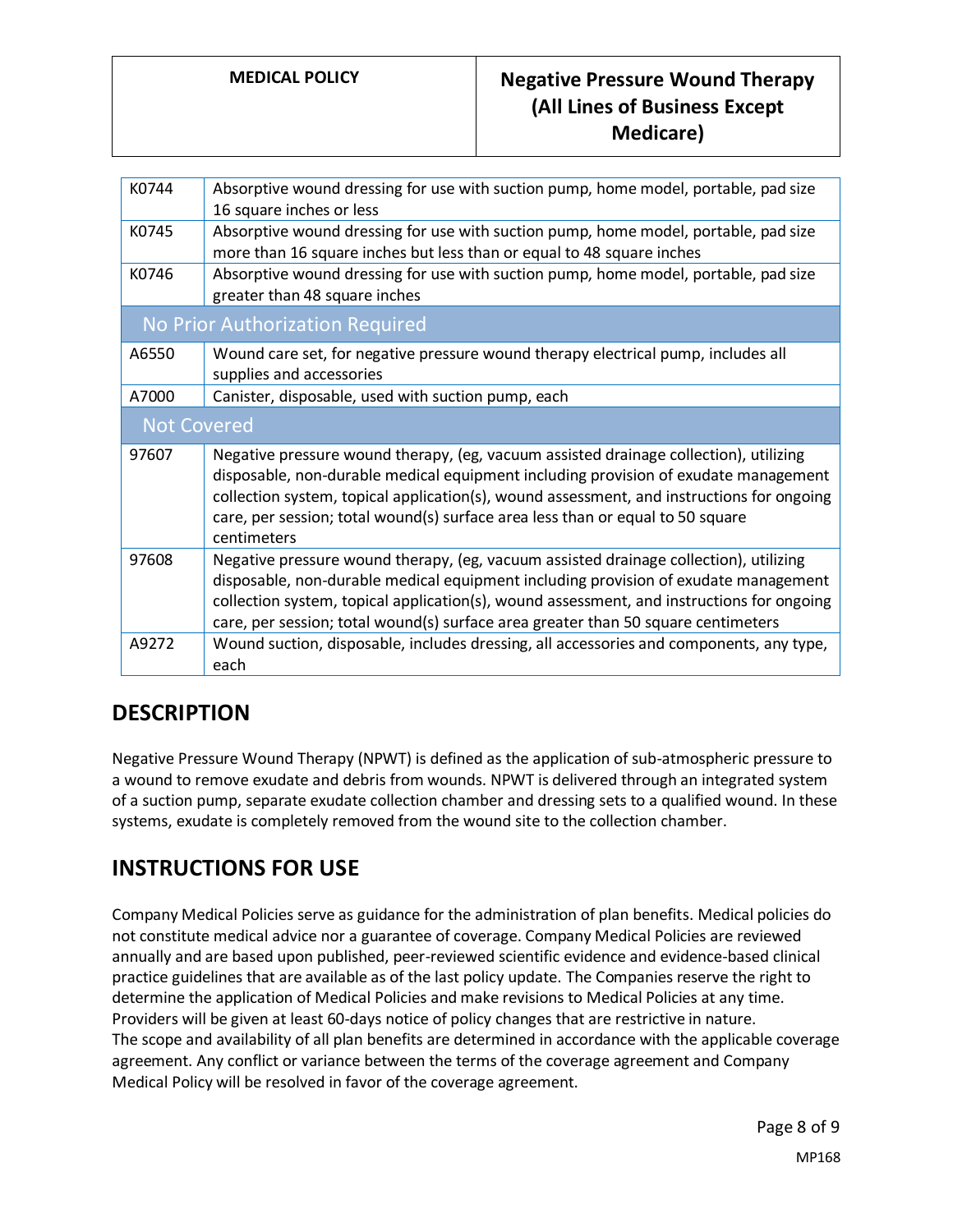| | |
|---|---|
| K0744 | Absorptive wound dressing for use with suction pump, home model, portable, pad size 16 square inches or less |
| K0745 | Absorptive wound dressing for use with suction pump, home model, portable, pad size more than 16 square inches but less than or equal to 48 square inches |
| K0746 | Absorptive wound dressing for use with suction pump, home model, portable, pad size greater than 48 square inches |
| **No Prior Authorization Required** | |
| A6550 | Wound care set, for negative pressure wound therapy electrical pump, includes all supplies and accessories |
| A7000 | Canister, disposable, used with suction pump, each |
| **Not Covered** | |
| 97607 | Negative pressure wound therapy, (eg, vacuum assisted drainage collection), utilizing disposable, non-durable medical equipment including provision of exudate management collection system, topical application(s), wound assessment, and instructions for ongoing care, per session; total wound(s) surface area less than or equal to 50 square centimeters |
| 97608 | Negative pressure wound therapy, (eg, vacuum assisted drainage collection), utilizing disposable, non-durable medical equipment including provision of exudate management collection system, topical application(s), wound assessment, and instructions for ongoing care, per session; total wound(s) surface area greater than 50 square centimeters |
| A9272 | Wound suction, disposable, includes dressing, all accessories and components, any type, each |

## DESCRIPTION

Negative Pressure Wound Therapy (NPWT) is defined as the application of sub-atmospheric pressure to a wound to remove exudate and debris from wounds. NPWT is delivered through an integrated system of a suction pump, separate exudate collection chamber and dressing sets to a qualified wound. In these systems, exudate is completely removed from the wound site to the collection chamber.

## INSTRUCTIONS FOR USE

Company Medical Policies serve as guidance for the administration of plan benefits. Medical policies do not constitute medical advice nor a guarantee of coverage. Company Medical Policies are reviewed annually and are based upon published, peer-reviewed scientific evidence and evidence-based clinical practice guidelines that are available as of the last policy update. The Companies reserve the right to determine the application of Medical Policies and make revisions to Medical Policies at any time. Providers will be given at least 60-days notice of policy changes that are restrictive in nature.
The scope and availability of all plan benefits are determined in accordance with the applicable coverage agreement. Any conflict or variance between the terms of the coverage agreement and Company Medical Policy will be resolved in favor of the coverage agreement.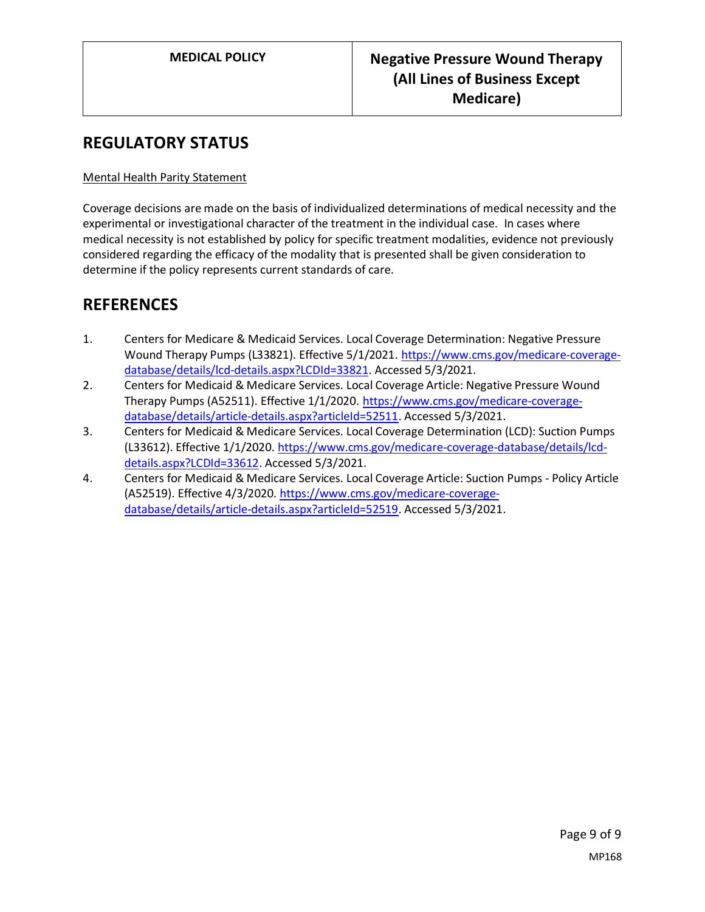## REGULATORY STATUS

Mental Health Parity Statement

Coverage decisions are made on the basis of individualized determinations of medical necessity and the experimental or investigational character of the treatment in the individual case. In cases where medical necessity is not established by policy for specific treatment modalities, evidence not previously considered regarding the efficacy of the modality that is presented shall be given consideration to determine if the policy represents current standards of care.

## REFERENCES

1. Centers for Medicare & Medicaid Services. Local Coverage Determination: Negative Pressure Wound Therapy Pumps (L33821). Effective 5/1/2021. https://www.cms.gov/medicare-coverage-database/details/lcd-details.aspx?LCDId=33821. Accessed 5/3/2021.
2. Centers for Medicaid & Medicare Services. Local Coverage Article: Negative Pressure Wound Therapy Pumps (A52511). Effective 1/1/2020. https://www.cms.gov/medicare-coverage-database/details/article-details.aspx?articleId=52511. Accessed 5/3/2021.
3. Centers for Medicaid & Medicare Services. Local Coverage Determination (LCD): Suction Pumps (L33612). Effective 1/1/2020. https://www.cms.gov/medicare-coverage-database/details/lcd-details.aspx?LCDId=33612. Accessed 5/3/2021.
4. Centers for Medicaid & Medicare Services. Local Coverage Article: Suction Pumps - Policy Article (A52519). Effective 4/3/2020. https://www.cms.gov/medicare-coverage-database/details/article-details.aspx?articleId=52519. Accessed 5/3/2021.